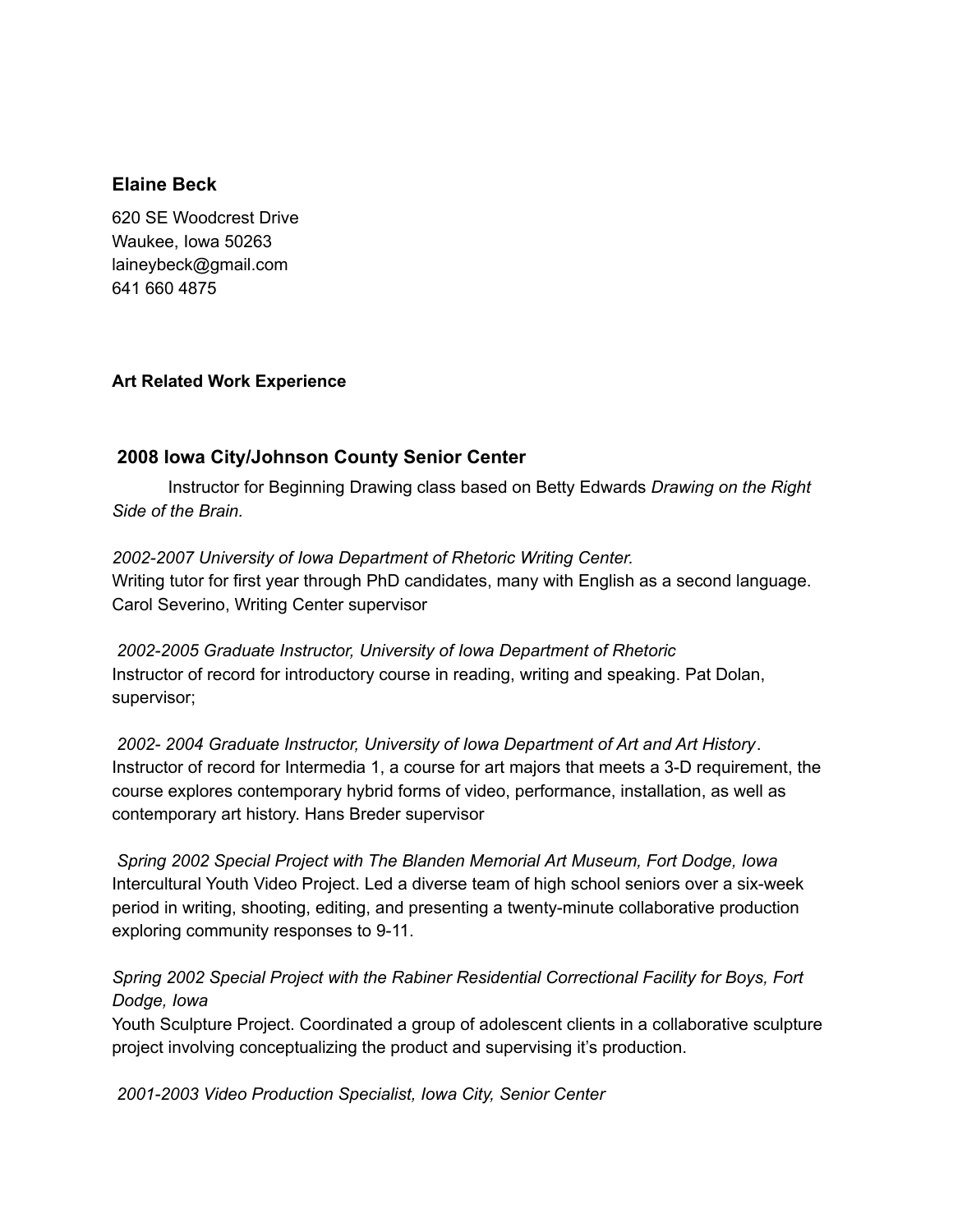## Elaine Beck

620 SE Woodcrest Drive
Waukee, Iowa 50263
laineybeck@gmail.com
641 660 4875

**Art Related Work Experience**

### 2008 Iowa City/Johnson County Senior Center

Instructor for Beginning Drawing class based on Betty Edwards *Drawing on the Right Side of the Brain.*

*2002-2007 University of Iowa Department of Rhetoric Writing Center.*
Writing tutor for first year through PhD candidates, many with English as a second language. Carol Severino, Writing Center supervisor

*2002-2005 Graduate Instructor, University of Iowa Department of Rhetoric*
Instructor of record for introductory course in reading, writing and speaking. Pat Dolan, supervisor;

*2002- 2004 Graduate Instructor, University of Iowa Department of Art and Art History*.
Instructor of record for Intermedia 1, a course for art majors that meets a 3-D requirement, the course explores contemporary hybrid forms of video, performance, installation, as well as contemporary art history. Hans Breder supervisor

*Spring 2002 Special Project with The Blanden Memorial Art Museum, Fort Dodge, Iowa*
Intercultural Youth Video Project. Led a diverse team of high school seniors over a six-week period in writing, shooting, editing, and presenting a twenty-minute collaborative production exploring community responses to 9-11.

*Spring 2002 Special Project with the Rabiner Residential Correctional Facility for Boys, Fort Dodge, Iowa*
Youth Sculpture Project. Coordinated a group of adolescent clients in a collaborative sculpture project involving conceptualizing the product and supervising it's production.

*2001-2003 Video Production Specialist, Iowa City, Senior Center*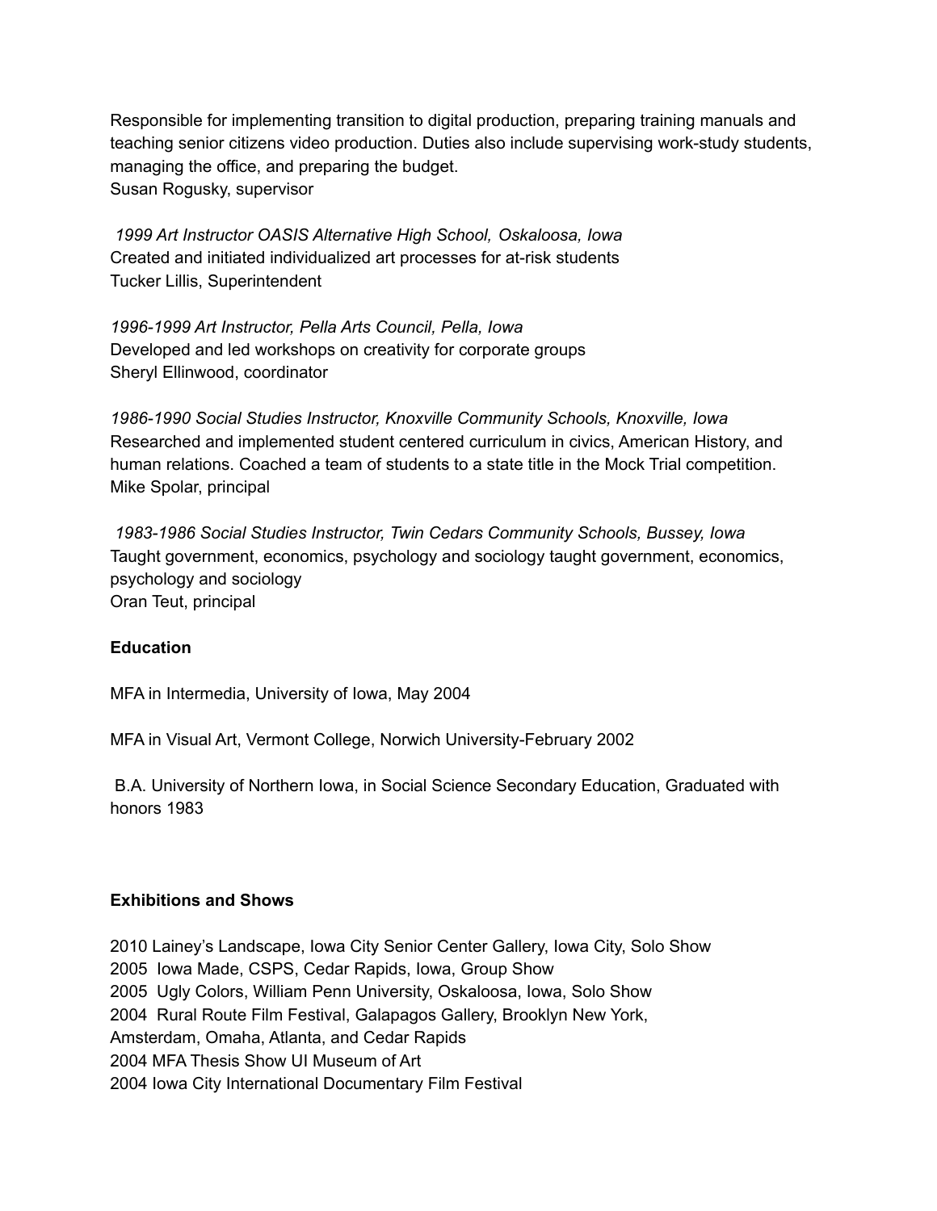Responsible for implementing transition to digital production, preparing training manuals and teaching senior citizens video production. Duties also include supervising work-study students, managing the office, and preparing the budget.
Susan Rogusky, supervisor

*1999 Art Instructor OASIS Alternative High School, Oskaloosa, Iowa*
Created and initiated individualized art processes for at-risk students
Tucker Lillis, Superintendent

*1996-1999 Art Instructor, Pella Arts Council, Pella, Iowa*
Developed and led workshops on creativity for corporate groups
Sheryl Ellinwood, coordinator

*1986-1990 Social Studies Instructor, Knoxville Community Schools, Knoxville, Iowa*
Researched and implemented student centered curriculum in civics, American History, and human relations. Coached a team of students to a state title in the Mock Trial competition.
Mike Spolar, principal

*1983-1986 Social Studies Instructor, Twin Cedars Community Schools, Bussey, Iowa*
Taught government, economics, psychology and sociology taught government, economics, psychology and sociology
Oran Teut, principal

**Education**

MFA in Intermedia, University of Iowa, May 2004

MFA in Visual Art, Vermont College, Norwich University-February 2002

B.A. University of Northern Iowa, in Social Science Secondary Education, Graduated with honors 1983

**Exhibitions and Shows**

2010 Lainey's Landscape, Iowa City Senior Center Gallery, Iowa City, Solo Show
2005 Iowa Made, CSPS, Cedar Rapids, Iowa, Group Show
2005 Ugly Colors, William Penn University, Oskaloosa, Iowa, Solo Show
2004 Rural Route Film Festival, Galapagos Gallery, Brooklyn New York, Amsterdam, Omaha, Atlanta, and Cedar Rapids
2004 MFA Thesis Show UI Museum of Art
2004 Iowa City International Documentary Film Festival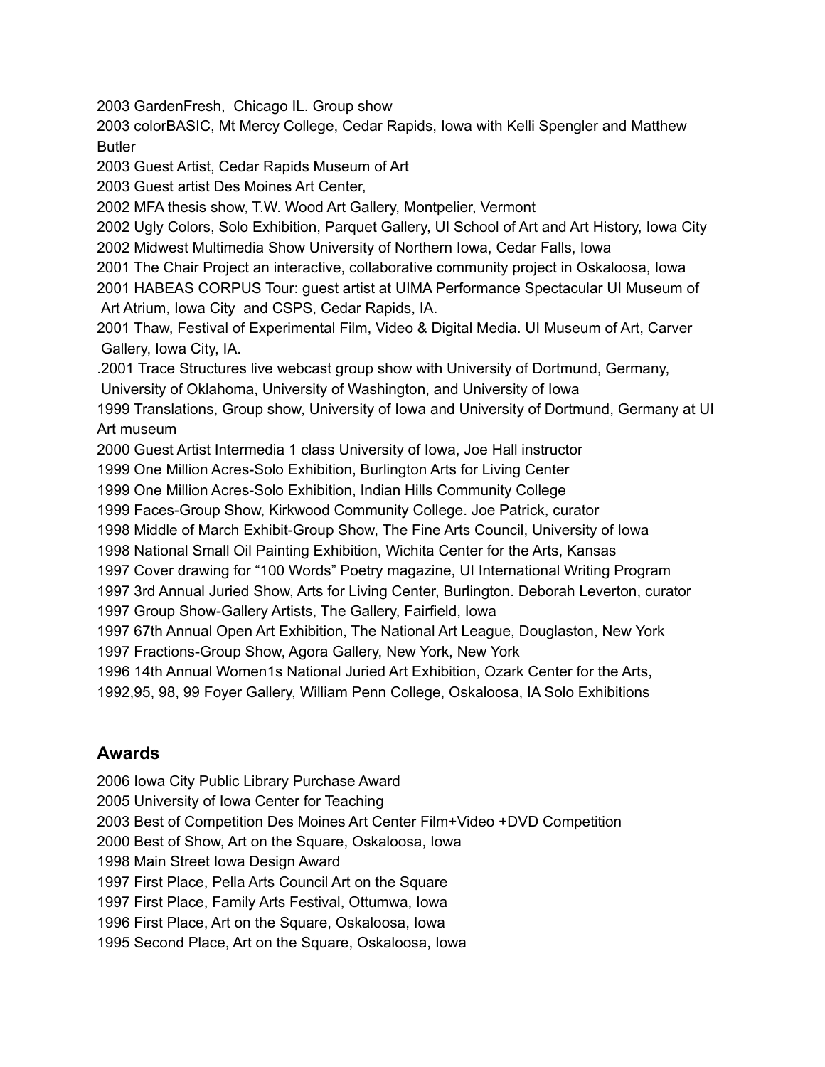2003 GardenFresh, Chicago IL. Group show

2003 colorBASIC, Mt Mercy College, Cedar Rapids, Iowa with Kelli Spengler and Matthew Butler

2003 Guest Artist, Cedar Rapids Museum of Art

2003 Guest artist Des Moines Art Center,

2002 MFA thesis show, T.W. Wood Art Gallery, Montpelier, Vermont

2002 Ugly Colors, Solo Exhibition, Parquet Gallery, UI School of Art and Art History, Iowa City

2002 Midwest Multimedia Show University of Northern Iowa, Cedar Falls, Iowa

2001 The Chair Project an interactive, collaborative community project in Oskaloosa, Iowa

2001 HABEAS CORPUS Tour: guest artist at UIMA Performance Spectacular UI Museum of Art Atrium, Iowa City and CSPS, Cedar Rapids, IA.

2001 Thaw, Festival of Experimental Film, Video & Digital Media. UI Museum of Art, Carver Gallery, Iowa City, IA.

.2001 Trace Structures live webcast group show with University of Dortmund, Germany, University of Oklahoma, University of Washington, and University of Iowa

1999 Translations, Group show, University of Iowa and University of Dortmund, Germany at UI Art museum

2000 Guest Artist Intermedia 1 class University of Iowa, Joe Hall instructor

1999 One Million Acres-Solo Exhibition, Burlington Arts for Living Center

1999 One Million Acres-Solo Exhibition, Indian Hills Community College

1999 Faces-Group Show, Kirkwood Community College. Joe Patrick, curator

1998 Middle of March Exhibit-Group Show, The Fine Arts Council, University of Iowa

1998 National Small Oil Painting Exhibition, Wichita Center for the Arts, Kansas

1997 Cover drawing for "100 Words" Poetry magazine, UI International Writing Program

1997 3rd Annual Juried Show, Arts for Living Center, Burlington. Deborah Leverton, curator

1997 Group Show-Gallery Artists, The Gallery, Fairfield, Iowa

1997 67th Annual Open Art Exhibition, The National Art League, Douglaston, New York

1997 Fractions-Group Show, Agora Gallery, New York, New York

1996 14th Annual Women1s National Juried Art Exhibition, Ozark Center for the Arts,

1992,95, 98, 99 Foyer Gallery, William Penn College, Oskaloosa, IA Solo Exhibitions

## Awards

2006 Iowa City Public Library Purchase Award

2005 University of Iowa Center for Teaching

2003 Best of Competition Des Moines Art Center Film+Video +DVD Competition

2000 Best of Show, Art on the Square, Oskaloosa, Iowa

1998 Main Street Iowa Design Award

1997 First Place, Pella Arts Council Art on the Square

1997 First Place, Family Arts Festival, Ottumwa, Iowa

1996 First Place, Art on the Square, Oskaloosa, Iowa

1995 Second Place, Art on the Square, Oskaloosa, Iowa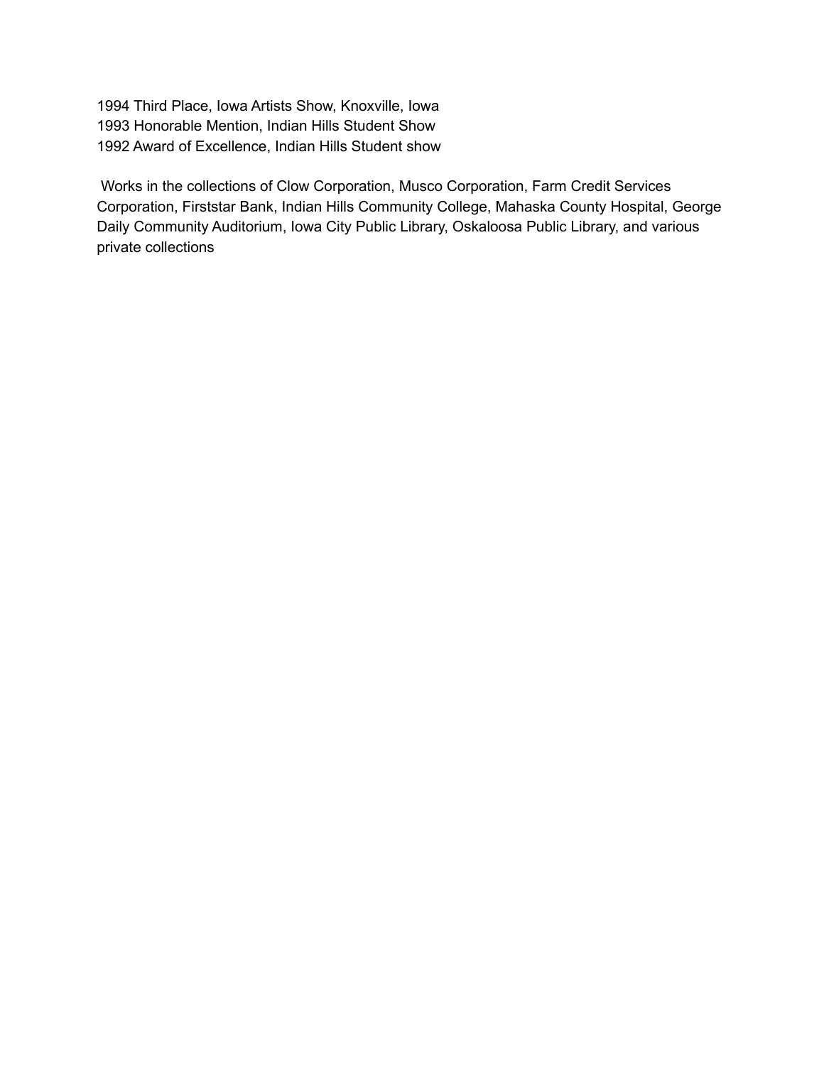1994 Third Place, Iowa Artists Show, Knoxville, Iowa
1993 Honorable Mention, Indian Hills Student Show
1992 Award of Excellence, Indian Hills Student show

Works in the collections of Clow Corporation, Musco Corporation, Farm Credit Services Corporation, Firststar Bank, Indian Hills Community College, Mahaska County Hospital, George Daily Community Auditorium, Iowa City Public Library, Oskaloosa Public Library, and various private collections